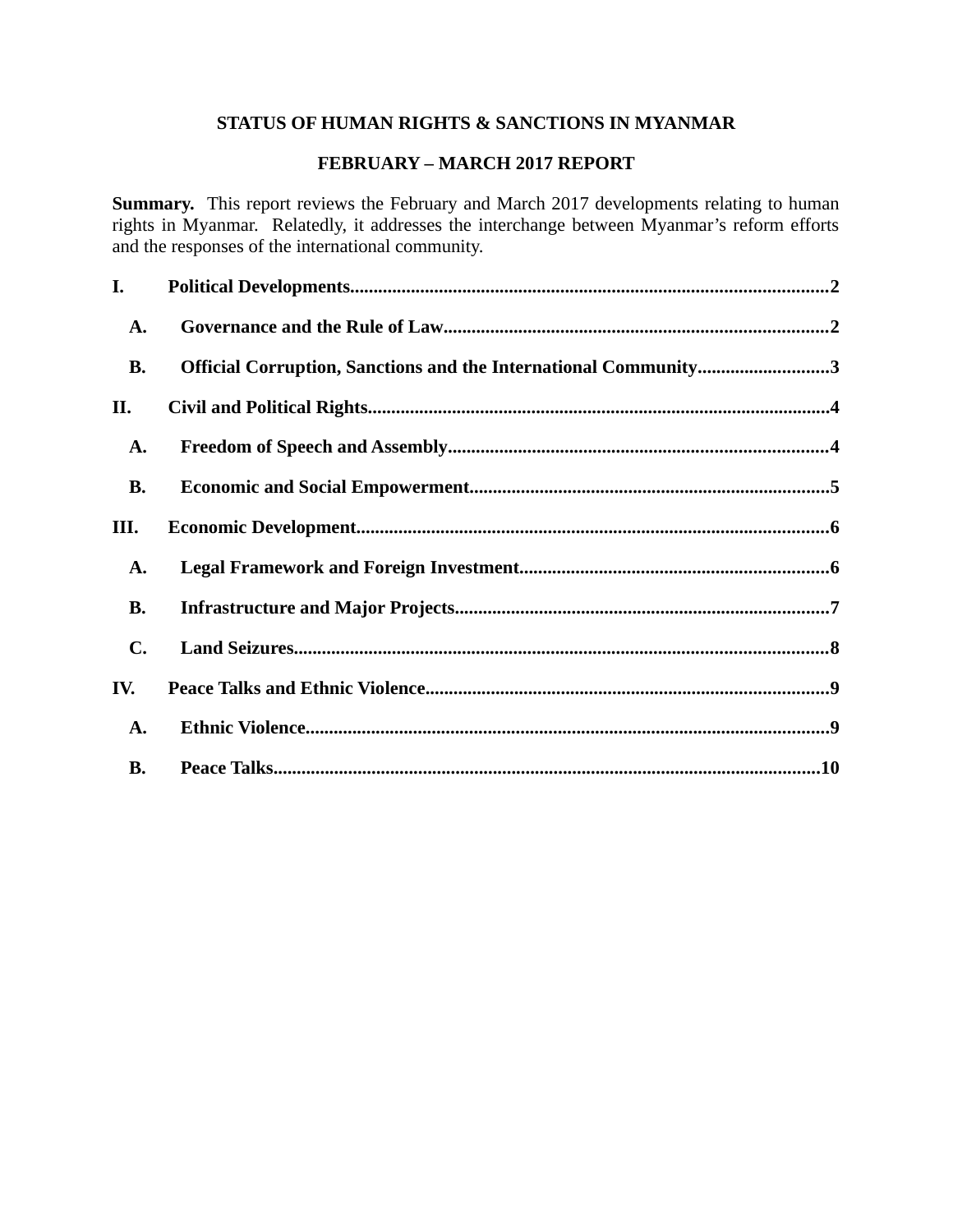# STATUS OF HUMAN RIGHTS & SANCTIONS IN MYANMAR

## FEBRUARY – MARCH 2017 REPORT

**Summary.** This report reviews the February and March 2017 developments relating to human rights in Myanmar. Relatedly, it addresses the interchange between Myanmar's reform efforts and the responses of the international community.

**I. Political Developments......2**

- **A. Governance and the Rule of Law......2**
- **B. Official Corruption, Sanctions and the International Community......3**

**II. Civil and Political Rights......4**

- **A. Freedom of Speech and Assembly......4**
- **B. Economic and Social Empowerment......5**

**III. Economic Development......6**

- **A. Legal Framework and Foreign Investment......6**
- **B. Infrastructure and Major Projects......7**
- **C. Land Seizures......8**

**IV. Peace Talks and Ethnic Violence......9**

- **A. Ethnic Violence......9**
- **B. Peace Talks......10**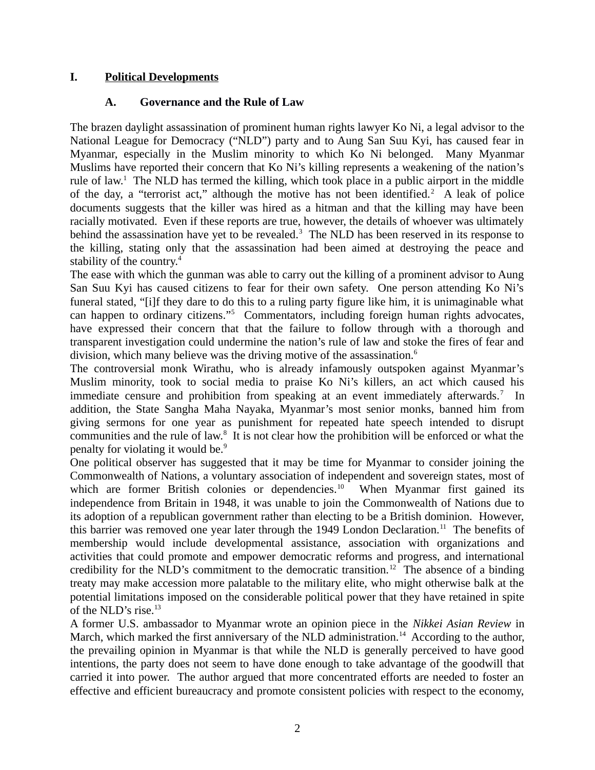# I. Political Developments

## A. Governance and the Rule of Law

The brazen daylight assassination of prominent human rights lawyer Ko Ni, a legal advisor to the National League for Democracy ("NLD") party and to Aung San Suu Kyi, has caused fear in Myanmar, especially in the Muslim minority to which Ko Ni belonged. Many Myanmar Muslims have reported their concern that Ko Ni's killing represents a weakening of the nation's rule of law.[1] The NLD has termed the killing, which took place in a public airport in the middle of the day, a "terrorist act," although the motive has not been identified.[2] A leak of police documents suggests that the killer was hired as a hitman and that the killing may have been racially motivated. Even if these reports are true, however, the details of whoever was ultimately behind the assassination have yet to be revealed.[3] The NLD has been reserved in its response to the killing, stating only that the assassination had been aimed at destroying the peace and stability of the country.[4]

The ease with which the gunman was able to carry out the killing of a prominent advisor to Aung San Suu Kyi has caused citizens to fear for their own safety. One person attending Ko Ni's funeral stated, "[i]f they dare to do this to a ruling party figure like him, it is unimaginable what can happen to ordinary citizens."[5] Commentators, including foreign human rights advocates, have expressed their concern that that the failure to follow through with a thorough and transparent investigation could undermine the nation's rule of law and stoke the fires of fear and division, which many believe was the driving motive of the assassination.[6]

The controversial monk Wirathu, who is already infamously outspoken against Myanmar's Muslim minority, took to social media to praise Ko Ni's killers, an act which caused his immediate censure and prohibition from speaking at an event immediately afterwards.[7] In addition, the State Sangha Maha Nayaka, Myanmar's most senior monks, banned him from giving sermons for one year as punishment for repeated hate speech intended to disrupt communities and the rule of law.[8] It is not clear how the prohibition will be enforced or what the penalty for violating it would be.[9]

One political observer has suggested that it may be time for Myanmar to consider joining the Commonwealth of Nations, a voluntary association of independent and sovereign states, most of which are former British colonies or dependencies.[10] When Myanmar first gained its independence from Britain in 1948, it was unable to join the Commonwealth of Nations due to its adoption of a republican government rather than electing to be a British dominion. However, this barrier was removed one year later through the 1949 London Declaration.[11] The benefits of membership would include developmental assistance, association with organizations and activities that could promote and empower democratic reforms and progress, and international credibility for the NLD's commitment to the democratic transition.[12] The absence of a binding treaty may make accession more palatable to the military elite, who might otherwise balk at the potential limitations imposed on the considerable political power that they have retained in spite of the NLD's rise.[13]

A former U.S. ambassador to Myanmar wrote an opinion piece in the *Nikkei Asian Review* in March, which marked the first anniversary of the NLD administration.[14] According to the author, the prevailing opinion in Myanmar is that while the NLD is generally perceived to have good intentions, the party does not seem to have done enough to take advantage of the goodwill that carried it into power. The author argued that more concentrated efforts are needed to foster an effective and efficient bureaucracy and promote consistent policies with respect to the economy,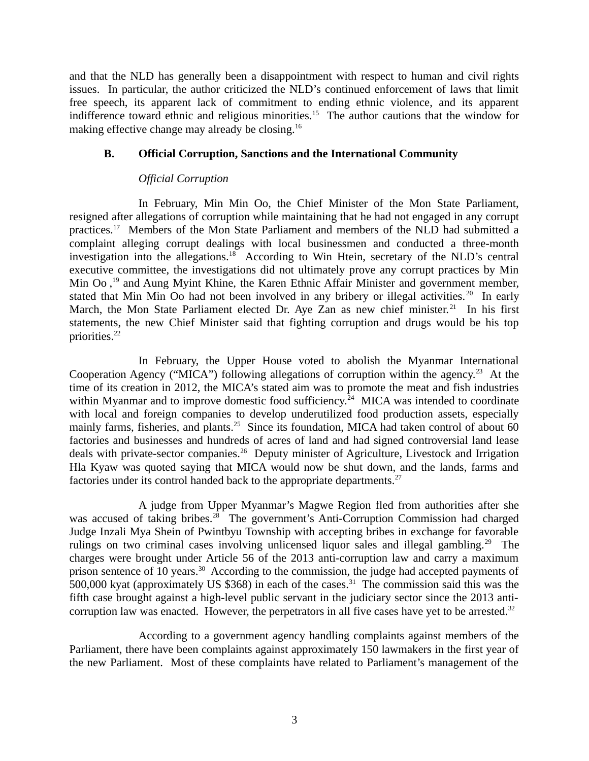and that the NLD has generally been a disappointment with respect to human and civil rights issues. In particular, the author criticized the NLD's continued enforcement of laws that limit free speech, its apparent lack of commitment to ending ethnic violence, and its apparent indifference toward ethnic and religious minorities.[15] The author cautions that the window for making effective change may already be closing.[16]

### B. Official Corruption, Sanctions and the International Community

*Official Corruption*

In February, Min Min Oo, the Chief Minister of the Mon State Parliament, resigned after allegations of corruption while maintaining that he had not engaged in any corrupt practices.[17] Members of the Mon State Parliament and members of the NLD had submitted a complaint alleging corrupt dealings with local businessmen and conducted a three-month investigation into the allegations.[18] According to Win Htein, secretary of the NLD's central executive committee, the investigations did not ultimately prove any corrupt practices by Min Min Oo ,[19] and Aung Myint Khine, the Karen Ethnic Affair Minister and government member, stated that Min Min Oo had not been involved in any bribery or illegal activities.[20] In early March, the Mon State Parliament elected Dr. Aye Zan as new chief minister.[21] In his first statements, the new Chief Minister said that fighting corruption and drugs would be his top priorities.[22]

In February, the Upper House voted to abolish the Myanmar International Cooperation Agency ("MICA") following allegations of corruption within the agency.[23] At the time of its creation in 2012, the MICA's stated aim was to promote the meat and fish industries within Myanmar and to improve domestic food sufficiency.[24] MICA was intended to coordinate with local and foreign companies to develop underutilized food production assets, especially mainly farms, fisheries, and plants.[25] Since its foundation, MICA had taken control of about 60 factories and businesses and hundreds of acres of land and had signed controversial land lease deals with private-sector companies.[26] Deputy minister of Agriculture, Livestock and Irrigation Hla Kyaw was quoted saying that MICA would now be shut down, and the lands, farms and factories under its control handed back to the appropriate departments.[27]

A judge from Upper Myanmar's Magwe Region fled from authorities after she was accused of taking bribes.[28] The government's Anti-Corruption Commission had charged Judge Inzali Mya Shein of Pwintbyu Township with accepting bribes in exchange for favorable rulings on two criminal cases involving unlicensed liquor sales and illegal gambling.[29] The charges were brought under Article 56 of the 2013 anti-corruption law and carry a maximum prison sentence of 10 years.[30] According to the commission, the judge had accepted payments of 500,000 kyat (approximately US $368) in each of the cases.[31] The commission said this was the fifth case brought against a high-level public servant in the judiciary sector since the 2013 anti-corruption law was enacted. However, the perpetrators in all five cases have yet to be arrested.[32]

According to a government agency handling complaints against members of the Parliament, there have been complaints against approximately 150 lawmakers in the first year of the new Parliament. Most of these complaints have related to Parliament's management of the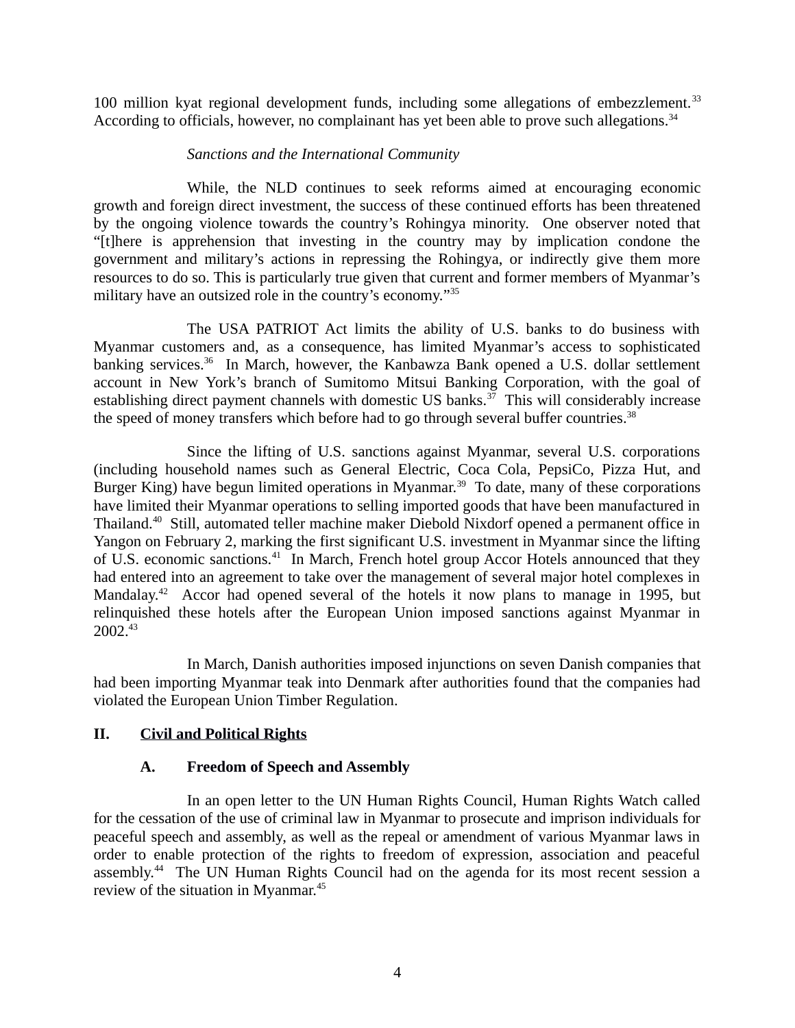100 million kyat regional development funds, including some allegations of embezzlement.[33] According to officials, however, no complainant has yet been able to prove such allegations.[34]

*Sanctions and the International Community*

While, the NLD continues to seek reforms aimed at encouraging economic growth and foreign direct investment, the success of these continued efforts has been threatened by the ongoing violence towards the country's Rohingya minority. One observer noted that "[t]here is apprehension that investing in the country may by implication condone the government and military's actions in repressing the Rohingya, or indirectly give them more resources to do so. This is particularly true given that current and former members of Myanmar's military have an outsized role in the country's economy."[35]

The USA PATRIOT Act limits the ability of U.S. banks to do business with Myanmar customers and, as a consequence, has limited Myanmar's access to sophisticated banking services.[36] In March, however, the Kanbawza Bank opened a U.S. dollar settlement account in New York's branch of Sumitomo Mitsui Banking Corporation, with the goal of establishing direct payment channels with domestic US banks.[37] This will considerably increase the speed of money transfers which before had to go through several buffer countries.[38]

Since the lifting of U.S. sanctions against Myanmar, several U.S. corporations (including household names such as General Electric, Coca Cola, PepsiCo, Pizza Hut, and Burger King) have begun limited operations in Myanmar.[39] To date, many of these corporations have limited their Myanmar operations to selling imported goods that have been manufactured in Thailand.[40] Still, automated teller machine maker Diebold Nixdorf opened a permanent office in Yangon on February 2, marking the first significant U.S. investment in Myanmar since the lifting of U.S. economic sanctions.[41] In March, French hotel group Accor Hotels announced that they had entered into an agreement to take over the management of several major hotel complexes in Mandalay.[42] Accor had opened several of the hotels it now plans to manage in 1995, but relinquished these hotels after the European Union imposed sanctions against Myanmar in 2002.[43]

In March, Danish authorities imposed injunctions on seven Danish companies that had been importing Myanmar teak into Denmark after authorities found that the companies had violated the European Union Timber Regulation.

## II. Civil and Political Rights

### A. Freedom of Speech and Assembly

In an open letter to the UN Human Rights Council, Human Rights Watch called for the cessation of the use of criminal law in Myanmar to prosecute and imprison individuals for peaceful speech and assembly, as well as the repeal or amendment of various Myanmar laws in order to enable protection of the rights to freedom of expression, association and peaceful assembly.[44] The UN Human Rights Council had on the agenda for its most recent session a review of the situation in Myanmar.[45]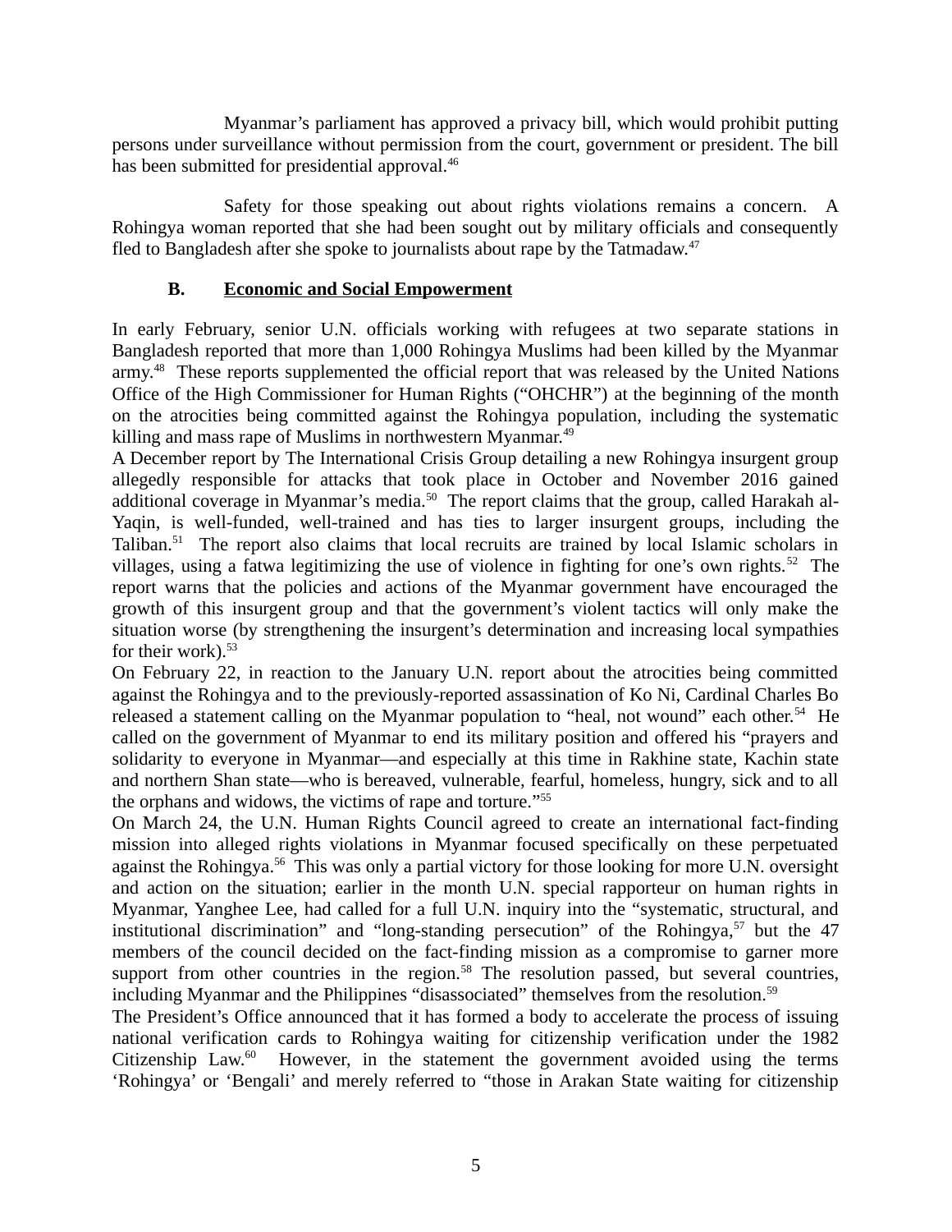Myanmar's parliament has approved a privacy bill, which would prohibit putting persons under surveillance without permission from the court, government or president. The bill has been submitted for presidential approval.[46]

Safety for those speaking out about rights violations remains a concern. A Rohingya woman reported that she had been sought out by military officials and consequently fled to Bangladesh after she spoke to journalists about rape by the Tatmadaw.[47]

### B. Economic and Social Empowerment

In early February, senior U.N. officials working with refugees at two separate stations in Bangladesh reported that more than 1,000 Rohingya Muslims had been killed by the Myanmar army.[48] These reports supplemented the official report that was released by the United Nations Office of the High Commissioner for Human Rights ("OHCHR") at the beginning of the month on the atrocities being committed against the Rohingya population, including the systematic killing and mass rape of Muslims in northwestern Myanmar.[49]

A December report by The International Crisis Group detailing a new Rohingya insurgent group allegedly responsible for attacks that took place in October and November 2016 gained additional coverage in Myanmar's media.[50] The report claims that the group, called Harakah al-Yaqin, is well-funded, well-trained and has ties to larger insurgent groups, including the Taliban.[51] The report also claims that local recruits are trained by local Islamic scholars in villages, using a fatwa legitimizing the use of violence in fighting for one's own rights.[52] The report warns that the policies and actions of the Myanmar government have encouraged the growth of this insurgent group and that the government's violent tactics will only make the situation worse (by strengthening the insurgent's determination and increasing local sympathies for their work).[53]

On February 22, in reaction to the January U.N. report about the atrocities being committed against the Rohingya and to the previously-reported assassination of Ko Ni, Cardinal Charles Bo released a statement calling on the Myanmar population to "heal, not wound" each other.[54] He called on the government of Myanmar to end its military position and offered his "prayers and solidarity to everyone in Myanmar—and especially at this time in Rakhine state, Kachin state and northern Shan state—who is bereaved, vulnerable, fearful, homeless, hungry, sick and to all the orphans and widows, the victims of rape and torture."[55]

On March 24, the U.N. Human Rights Council agreed to create an international fact-finding mission into alleged rights violations in Myanmar focused specifically on these perpetuated against the Rohingya.[56] This was only a partial victory for those looking for more U.N. oversight and action on the situation; earlier in the month U.N. special rapporteur on human rights in Myanmar, Yanghee Lee, had called for a full U.N. inquiry into the "systematic, structural, and institutional discrimination" and "long-standing persecution" of the Rohingya,[57] but the 47 members of the council decided on the fact-finding mission as a compromise to garner more support from other countries in the region.[58] The resolution passed, but several countries, including Myanmar and the Philippines "disassociated" themselves from the resolution.[59]

The President's Office announced that it has formed a body to accelerate the process of issuing national verification cards to Rohingya waiting for citizenship verification under the 1982 Citizenship Law.[60] However, in the statement the government avoided using the terms 'Rohingya' or 'Bengali' and merely referred to "those in Arakan State waiting for citizenship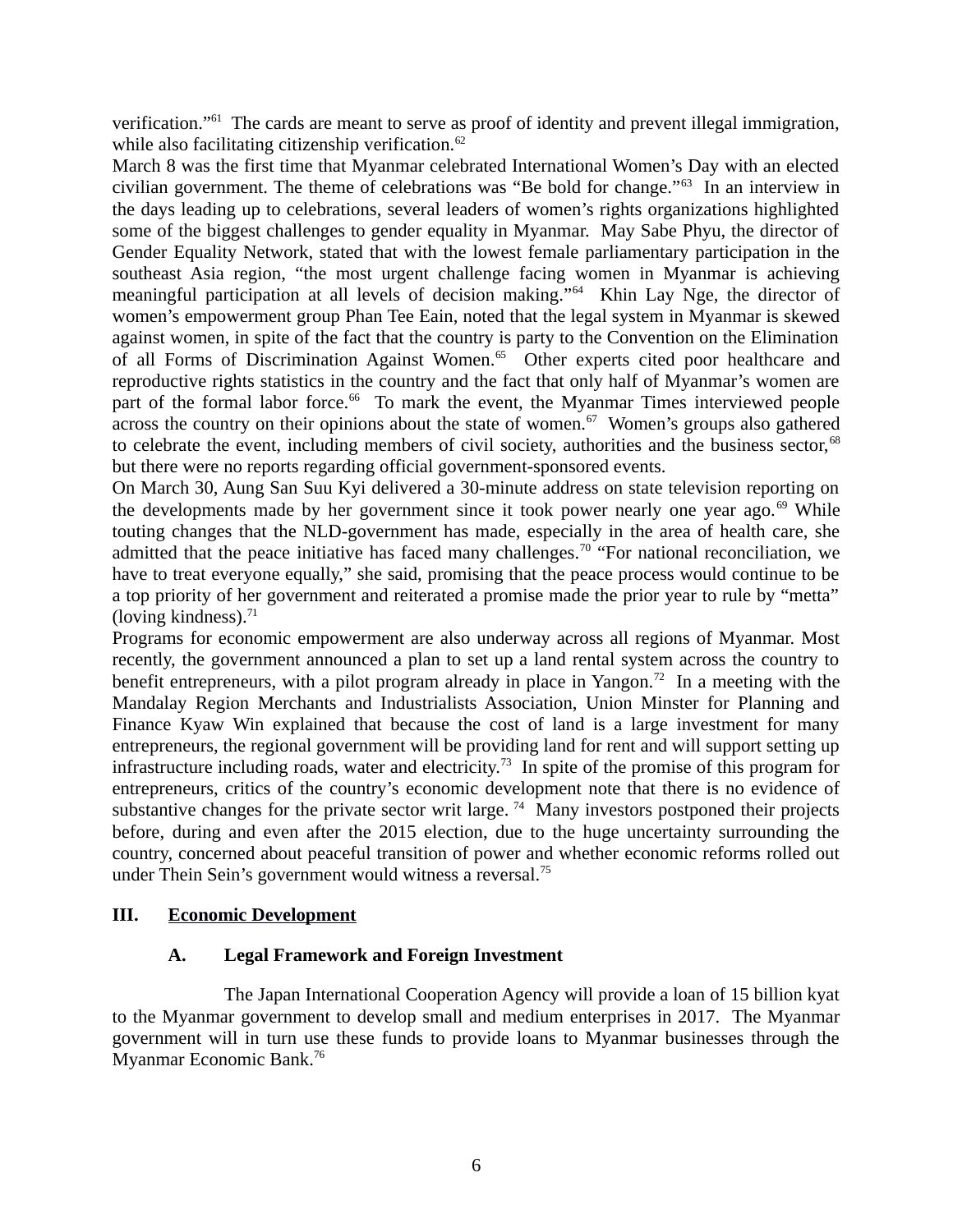verification."[61] The cards are meant to serve as proof of identity and prevent illegal immigration, while also facilitating citizenship verification.[62]

March 8 was the first time that Myanmar celebrated International Women's Day with an elected civilian government. The theme of celebrations was "Be bold for change."[63] In an interview in the days leading up to celebrations, several leaders of women's rights organizations highlighted some of the biggest challenges to gender equality in Myanmar. May Sabe Phyu, the director of Gender Equality Network, stated that with the lowest female parliamentary participation in the southeast Asia region, "the most urgent challenge facing women in Myanmar is achieving meaningful participation at all levels of decision making."[64] Khin Lay Nge, the director of women's empowerment group Phan Tee Eain, noted that the legal system in Myanmar is skewed against women, in spite of the fact that the country is party to the Convention on the Elimination of all Forms of Discrimination Against Women.[65] Other experts cited poor healthcare and reproductive rights statistics in the country and the fact that only half of Myanmar's women are part of the formal labor force.[66] To mark the event, the Myanmar Times interviewed people across the country on their opinions about the state of women.[67] Women's groups also gathered to celebrate the event, including members of civil society, authorities and the business sector,[68] but there were no reports regarding official government-sponsored events.

On March 30, Aung San Suu Kyi delivered a 30-minute address on state television reporting on the developments made by her government since it took power nearly one year ago.[69] While touting changes that the NLD-government has made, especially in the area of health care, she admitted that the peace initiative has faced many challenges.[70] "For national reconciliation, we have to treat everyone equally," she said, promising that the peace process would continue to be a top priority of her government and reiterated a promise made the prior year to rule by "metta" (loving kindness).[71]

Programs for economic empowerment are also underway across all regions of Myanmar. Most recently, the government announced a plan to set up a land rental system across the country to benefit entrepreneurs, with a pilot program already in place in Yangon.[72] In a meeting with the Mandalay Region Merchants and Industrialists Association, Union Minster for Planning and Finance Kyaw Win explained that because the cost of land is a large investment for many entrepreneurs, the regional government will be providing land for rent and will support setting up infrastructure including roads, water and electricity.[73] In spite of the promise of this program for entrepreneurs, critics of the country's economic development note that there is no evidence of substantive changes for the private sector writ large.[74] Many investors postponed their projects before, during and even after the 2015 election, due to the huge uncertainty surrounding the country, concerned about peaceful transition of power and whether economic reforms rolled out under Thein Sein's government would witness a reversal.[75]

## III. Economic Development

### A. Legal Framework and Foreign Investment

The Japan International Cooperation Agency will provide a loan of 15 billion kyat to the Myanmar government to develop small and medium enterprises in 2017. The Myanmar government will in turn use these funds to provide loans to Myanmar businesses through the Myanmar Economic Bank.[76]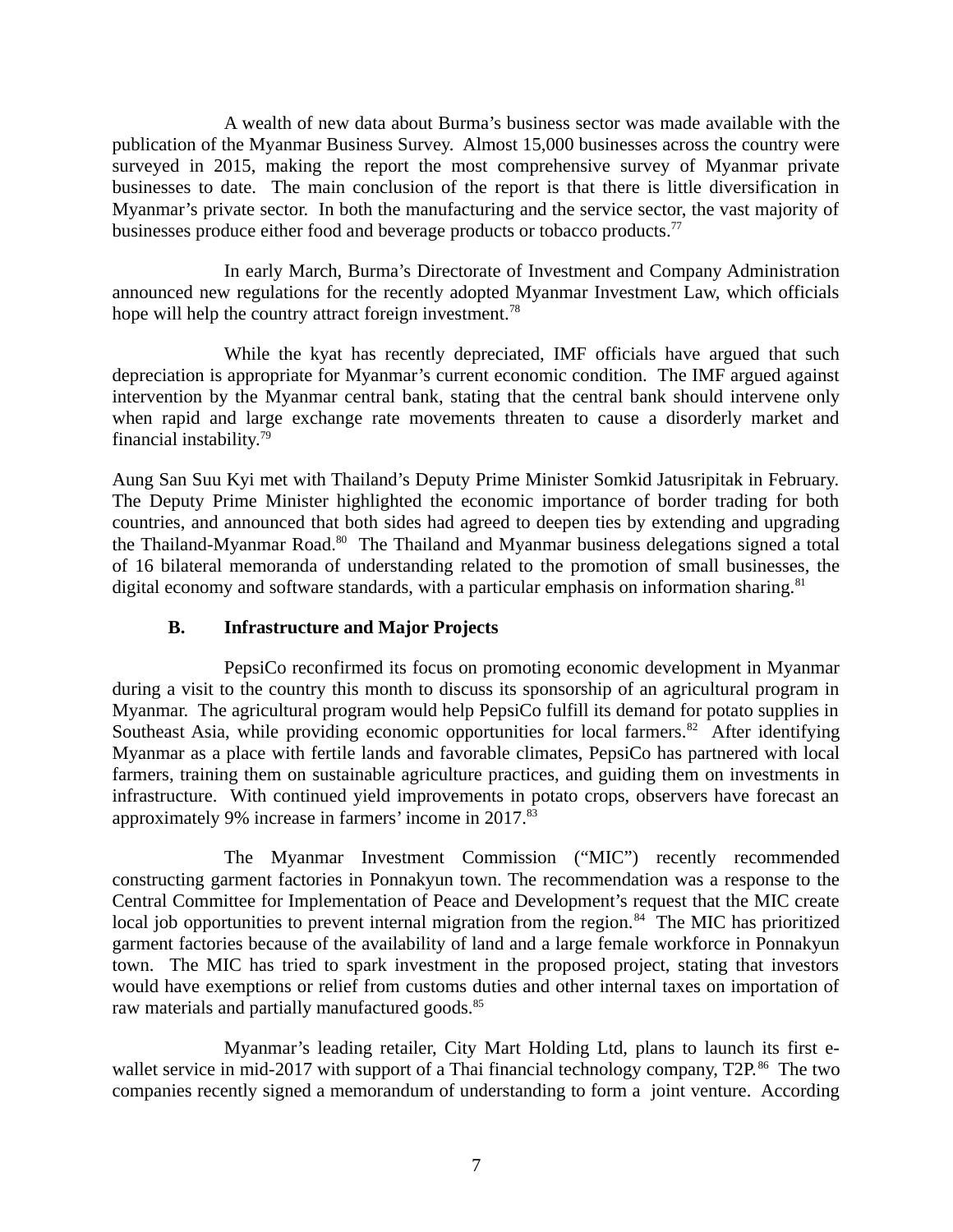A wealth of new data about Burma's business sector was made available with the publication of the Myanmar Business Survey. Almost 15,000 businesses across the country were surveyed in 2015, making the report the most comprehensive survey of Myanmar private businesses to date. The main conclusion of the report is that there is little diversification in Myanmar's private sector. In both the manufacturing and the service sector, the vast majority of businesses produce either food and beverage products or tobacco products.[77]

In early March, Burma's Directorate of Investment and Company Administration announced new regulations for the recently adopted Myanmar Investment Law, which officials hope will help the country attract foreign investment.[78]

While the kyat has recently depreciated, IMF officials have argued that such depreciation is appropriate for Myanmar's current economic condition. The IMF argued against intervention by the Myanmar central bank, stating that the central bank should intervene only when rapid and large exchange rate movements threaten to cause a disorderly market and financial instability.[79]

Aung San Suu Kyi met with Thailand's Deputy Prime Minister Somkid Jatusripitak in February. The Deputy Prime Minister highlighted the economic importance of border trading for both countries, and announced that both sides had agreed to deepen ties by extending and upgrading the Thailand-Myanmar Road.[80] The Thailand and Myanmar business delegations signed a total of 16 bilateral memoranda of understanding related to the promotion of small businesses, the digital economy and software standards, with a particular emphasis on information sharing.[81]

### B. Infrastructure and Major Projects

PepsiCo reconfirmed its focus on promoting economic development in Myanmar during a visit to the country this month to discuss its sponsorship of an agricultural program in Myanmar. The agricultural program would help PepsiCo fulfill its demand for potato supplies in Southeast Asia, while providing economic opportunities for local farmers.[82] After identifying Myanmar as a place with fertile lands and favorable climates, PepsiCo has partnered with local farmers, training them on sustainable agriculture practices, and guiding them on investments in infrastructure. With continued yield improvements in potato crops, observers have forecast an approximately 9% increase in farmers' income in 2017.[83]

The Myanmar Investment Commission ("MIC") recently recommended constructing garment factories in Ponnakyun town. The recommendation was a response to the Central Committee for Implementation of Peace and Development's request that the MIC create local job opportunities to prevent internal migration from the region.[84] The MIC has prioritized garment factories because of the availability of land and a large female workforce in Ponnakyun town. The MIC has tried to spark investment in the proposed project, stating that investors would have exemptions or relief from customs duties and other internal taxes on importation of raw materials and partially manufactured goods.[85]

Myanmar's leading retailer, City Mart Holding Ltd, plans to launch its first e-wallet service in mid-2017 with support of a Thai financial technology company, T2P.[86] The two companies recently signed a memorandum of understanding to form a joint venture. According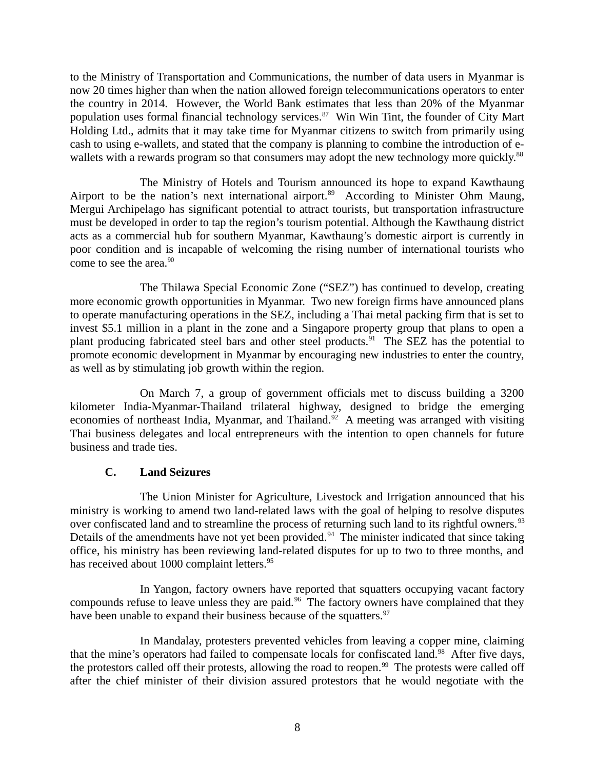to the Ministry of Transportation and Communications, the number of data users in Myanmar is now 20 times higher than when the nation allowed foreign telecommunications operators to enter the country in 2014. However, the World Bank estimates that less than 20% of the Myanmar population uses formal financial technology services.[87] Win Win Tint, the founder of City Mart Holding Ltd., admits that it may take time for Myanmar citizens to switch from primarily using cash to using e-wallets, and stated that the company is planning to combine the introduction of e-wallets with a rewards program so that consumers may adopt the new technology more quickly.[88]

The Ministry of Hotels and Tourism announced its hope to expand Kawthaung Airport to be the nation's next international airport.[89] According to Minister Ohm Maung, Mergui Archipelago has significant potential to attract tourists, but transportation infrastructure must be developed in order to tap the region's tourism potential. Although the Kawthaung district acts as a commercial hub for southern Myanmar, Kawthaung's domestic airport is currently in poor condition and is incapable of welcoming the rising number of international tourists who come to see the area.[90]

The Thilawa Special Economic Zone ("SEZ") has continued to develop, creating more economic growth opportunities in Myanmar. Two new foreign firms have announced plans to operate manufacturing operations in the SEZ, including a Thai metal packing firm that is set to invest $5.1 million in a plant in the zone and a Singapore property group that plans to open a plant producing fabricated steel bars and other steel products.[91] The SEZ has the potential to promote economic development in Myanmar by encouraging new industries to enter the country, as well as by stimulating job growth within the region.

On March 7, a group of government officials met to discuss building a 3200 kilometer India-Myanmar-Thailand trilateral highway, designed to bridge the emerging economies of northeast India, Myanmar, and Thailand.[92] A meeting was arranged with visiting Thai business delegates and local entrepreneurs with the intention to open channels for future business and trade ties.

### C. Land Seizures

The Union Minister for Agriculture, Livestock and Irrigation announced that his ministry is working to amend two land-related laws with the goal of helping to resolve disputes over confiscated land and to streamline the process of returning such land to its rightful owners.[93] Details of the amendments have not yet been provided.[94] The minister indicated that since taking office, his ministry has been reviewing land-related disputes for up to two to three months, and has received about 1000 complaint letters.[95]

In Yangon, factory owners have reported that squatters occupying vacant factory compounds refuse to leave unless they are paid.[96] The factory owners have complained that they have been unable to expand their business because of the squatters.[97]

In Mandalay, protesters prevented vehicles from leaving a copper mine, claiming that the mine's operators had failed to compensate locals for confiscated land.[98] After five days, the protestors called off their protests, allowing the road to reopen.[99] The protests were called off after the chief minister of their division assured protestors that he would negotiate with the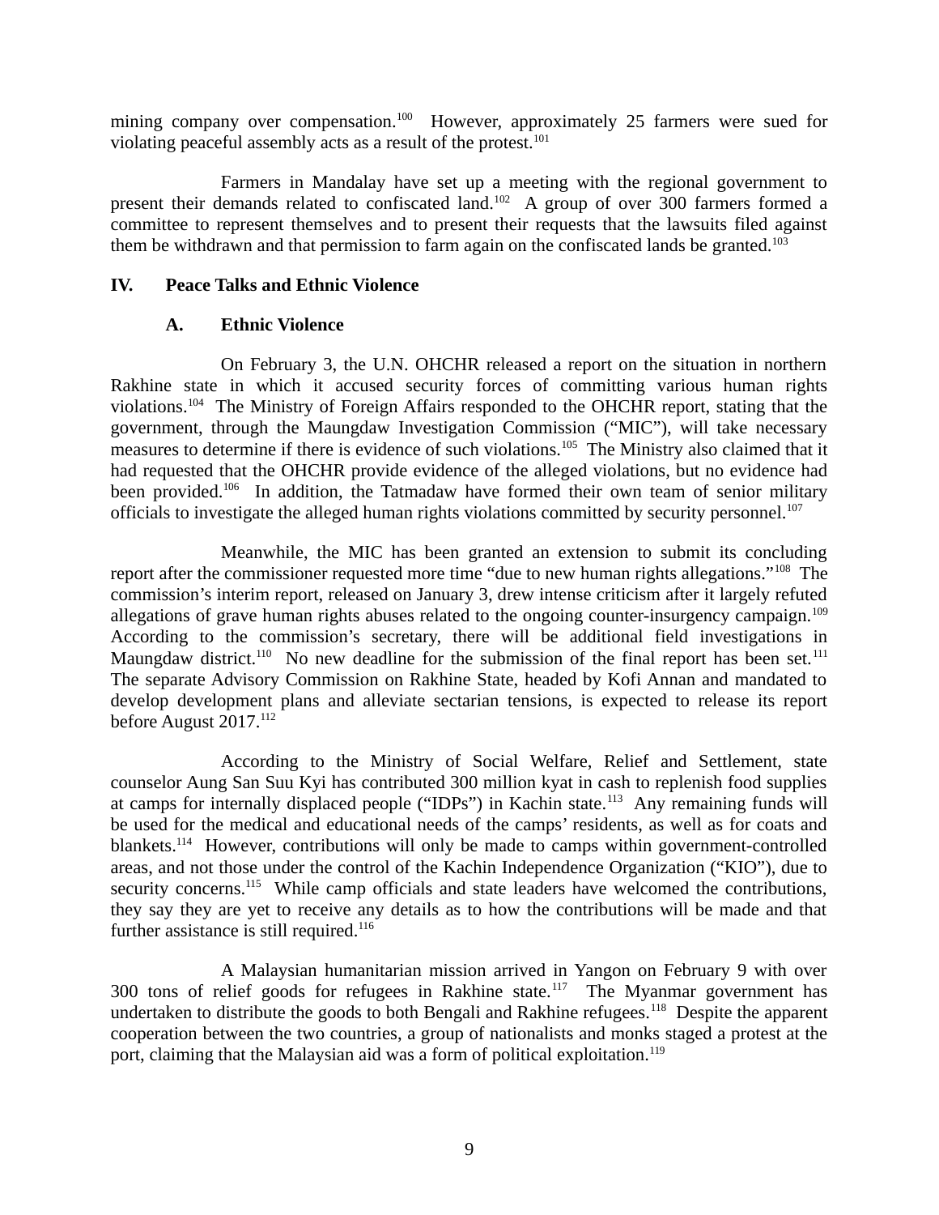mining company over compensation.[100] However, approximately 25 farmers were sued for violating peaceful assembly acts as a result of the protest.[101]

Farmers in Mandalay have set up a meeting with the regional government to present their demands related to confiscated land.[102] A group of over 300 farmers formed a committee to represent themselves and to present their requests that the lawsuits filed against them be withdrawn and that permission to farm again on the confiscated lands be granted.[103]

## IV. Peace Talks and Ethnic Violence

### A. Ethnic Violence

On February 3, the U.N. OHCHR released a report on the situation in northern Rakhine state in which it accused security forces of committing various human rights violations.[104] The Ministry of Foreign Affairs responded to the OHCHR report, stating that the government, through the Maungdaw Investigation Commission ("MIC"), will take necessary measures to determine if there is evidence of such violations.[105] The Ministry also claimed that it had requested that the OHCHR provide evidence of the alleged violations, but no evidence had been provided.[106] In addition, the Tatmadaw have formed their own team of senior military officials to investigate the alleged human rights violations committed by security personnel.[107]

Meanwhile, the MIC has been granted an extension to submit its concluding report after the commissioner requested more time "due to new human rights allegations."[108] The commission's interim report, released on January 3, drew intense criticism after it largely refuted allegations of grave human rights abuses related to the ongoing counter-insurgency campaign.[109] According to the commission's secretary, there will be additional field investigations in Maungdaw district.[110] No new deadline for the submission of the final report has been set.[111] The separate Advisory Commission on Rakhine State, headed by Kofi Annan and mandated to develop development plans and alleviate sectarian tensions, is expected to release its report before August 2017.[112]

According to the Ministry of Social Welfare, Relief and Settlement, state counselor Aung San Suu Kyi has contributed 300 million kyat in cash to replenish food supplies at camps for internally displaced people ("IDPs") in Kachin state.[113] Any remaining funds will be used for the medical and educational needs of the camps' residents, as well as for coats and blankets.[114] However, contributions will only be made to camps within government-controlled areas, and not those under the control of the Kachin Independence Organization ("KIO"), due to security concerns.[115] While camp officials and state leaders have welcomed the contributions, they say they are yet to receive any details as to how the contributions will be made and that further assistance is still required.[116]

A Malaysian humanitarian mission arrived in Yangon on February 9 with over 300 tons of relief goods for refugees in Rakhine state.[117] The Myanmar government has undertaken to distribute the goods to both Bengali and Rakhine refugees.[118] Despite the apparent cooperation between the two countries, a group of nationalists and monks staged a protest at the port, claiming that the Malaysian aid was a form of political exploitation.[119]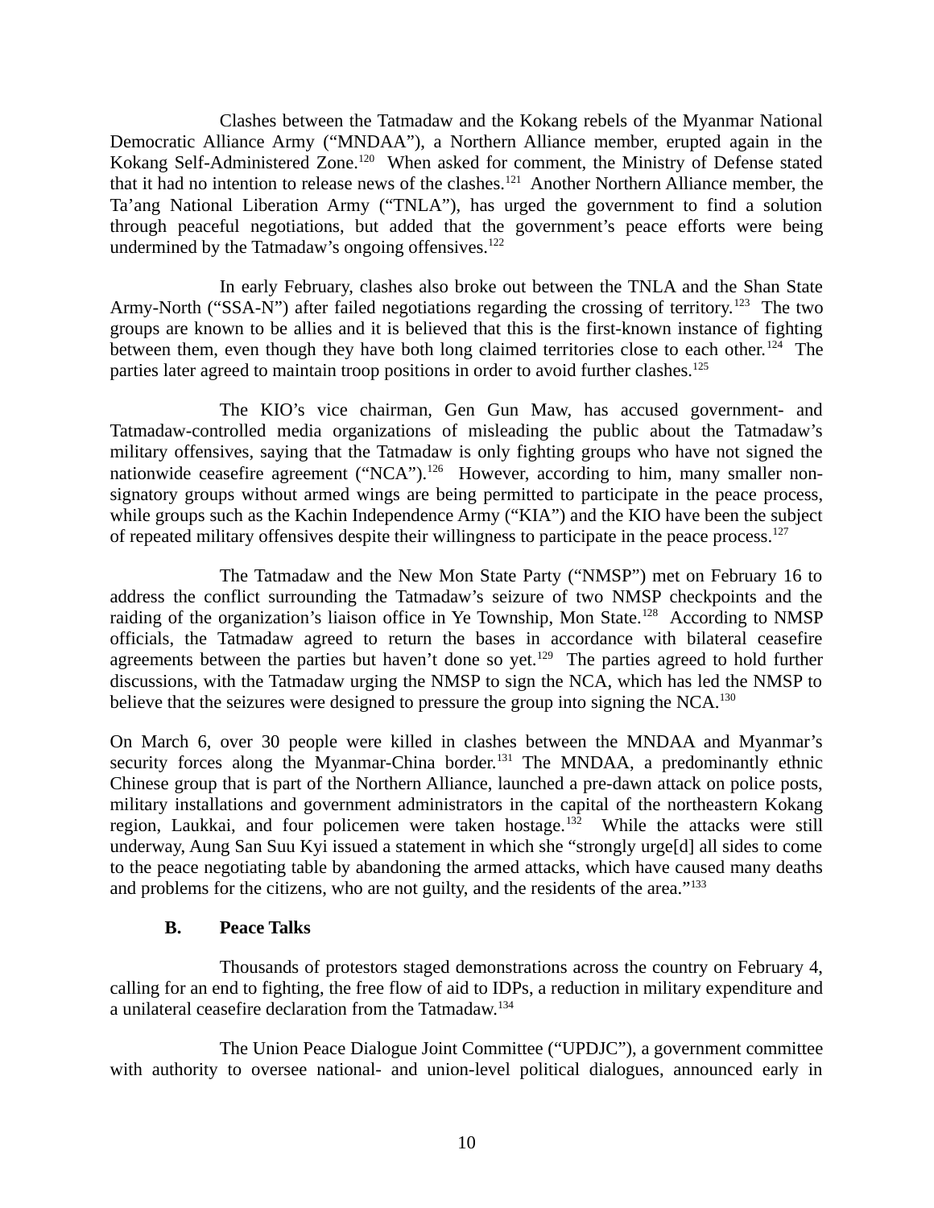Clashes between the Tatmadaw and the Kokang rebels of the Myanmar National Democratic Alliance Army ("MNDAA"), a Northern Alliance member, erupted again in the Kokang Self-Administered Zone.[120] When asked for comment, the Ministry of Defense stated that it had no intention to release news of the clashes.[121] Another Northern Alliance member, the Ta'ang National Liberation Army ("TNLA"), has urged the government to find a solution through peaceful negotiations, but added that the government's peace efforts were being undermined by the Tatmadaw's ongoing offensives.[122]

In early February, clashes also broke out between the TNLA and the Shan State Army-North ("SSA-N") after failed negotiations regarding the crossing of territory.[123] The two groups are known to be allies and it is believed that this is the first-known instance of fighting between them, even though they have both long claimed territories close to each other.[124] The parties later agreed to maintain troop positions in order to avoid further clashes.[125]

The KIO's vice chairman, Gen Gun Maw, has accused government- and Tatmadaw-controlled media organizations of misleading the public about the Tatmadaw's military offensives, saying that the Tatmadaw is only fighting groups who have not signed the nationwide ceasefire agreement ("NCA").[126] However, according to him, many smaller non-signatory groups without armed wings are being permitted to participate in the peace process, while groups such as the Kachin Independence Army ("KIA") and the KIO have been the subject of repeated military offensives despite their willingness to participate in the peace process.[127]

The Tatmadaw and the New Mon State Party ("NMSP") met on February 16 to address the conflict surrounding the Tatmadaw's seizure of two NMSP checkpoints and the raiding of the organization's liaison office in Ye Township, Mon State.[128] According to NMSP officials, the Tatmadaw agreed to return the bases in accordance with bilateral ceasefire agreements between the parties but haven't done so yet.[129] The parties agreed to hold further discussions, with the Tatmadaw urging the NMSP to sign the NCA, which has led the NMSP to believe that the seizures were designed to pressure the group into signing the NCA.[130]

On March 6, over 30 people were killed in clashes between the MNDAA and Myanmar's security forces along the Myanmar-China border.[131] The MNDAA, a predominantly ethnic Chinese group that is part of the Northern Alliance, launched a pre-dawn attack on police posts, military installations and government administrators in the capital of the northeastern Kokang region, Laukkai, and four policemen were taken hostage.[132] While the attacks were still underway, Aung San Suu Kyi issued a statement in which she "strongly urge[d] all sides to come to the peace negotiating table by abandoning the armed attacks, which have caused many deaths and problems for the citizens, who are not guilty, and the residents of the area."[133]

### B. Peace Talks

Thousands of protestors staged demonstrations across the country on February 4, calling for an end to fighting, the free flow of aid to IDPs, a reduction in military expenditure and a unilateral ceasefire declaration from the Tatmadaw.[134]

The Union Peace Dialogue Joint Committee ("UPDJC"), a government committee with authority to oversee national- and union-level political dialogues, announced early in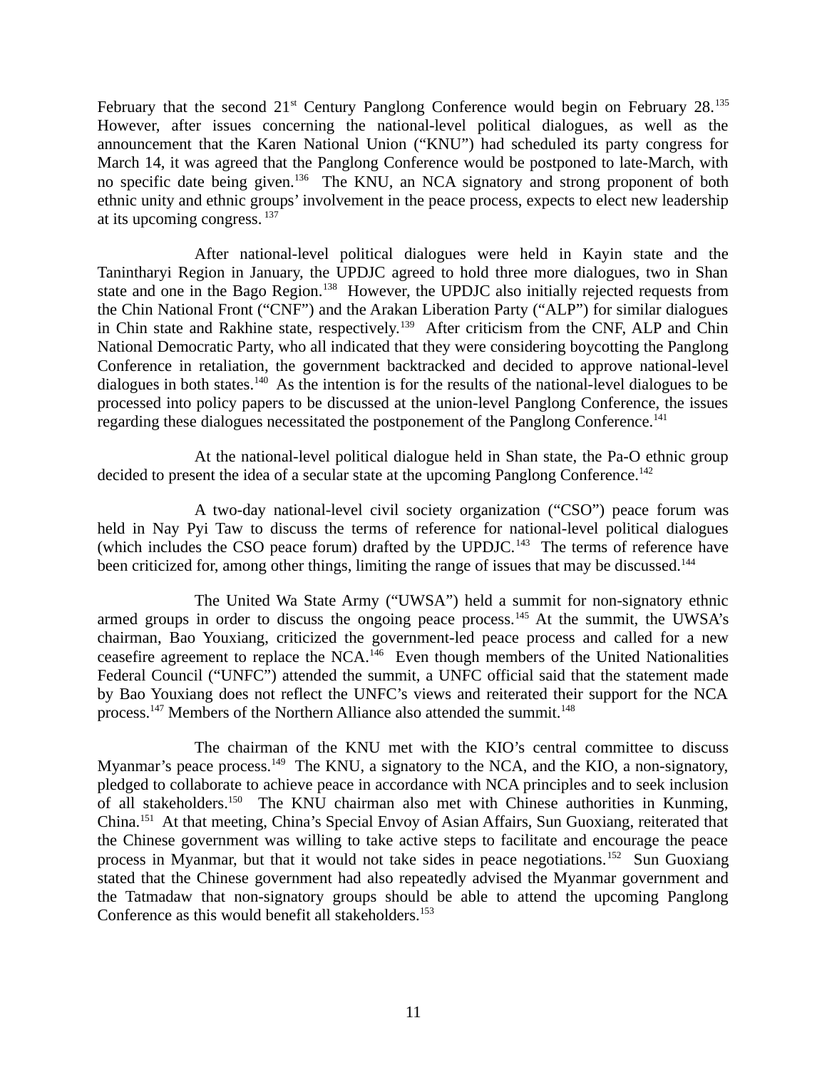February that the second 21st Century Panglong Conference would begin on February 28.[135] However, after issues concerning the national-level political dialogues, as well as the announcement that the Karen National Union ("KNU") had scheduled its party congress for March 14, it was agreed that the Panglong Conference would be postponed to late-March, with no specific date being given.[136] The KNU, an NCA signatory and strong proponent of both ethnic unity and ethnic groups' involvement in the peace process, expects to elect new leadership at its upcoming congress.[137]

After national-level political dialogues were held in Kayin state and the Tanintharyi Region in January, the UPDJC agreed to hold three more dialogues, two in Shan state and one in the Bago Region.[138] However, the UPDJC also initially rejected requests from the Chin National Front ("CNF") and the Arakan Liberation Party ("ALP") for similar dialogues in Chin state and Rakhine state, respectively.[139] After criticism from the CNF, ALP and Chin National Democratic Party, who all indicated that they were considering boycotting the Panglong Conference in retaliation, the government backtracked and decided to approve national-level dialogues in both states.[140] As the intention is for the results of the national-level dialogues to be processed into policy papers to be discussed at the union-level Panglong Conference, the issues regarding these dialogues necessitated the postponement of the Panglong Conference.[141]

At the national-level political dialogue held in Shan state, the Pa-O ethnic group decided to present the idea of a secular state at the upcoming Panglong Conference.[142]

A two-day national-level civil society organization ("CSO") peace forum was held in Nay Pyi Taw to discuss the terms of reference for national-level political dialogues (which includes the CSO peace forum) drafted by the UPDJC.[143] The terms of reference have been criticized for, among other things, limiting the range of issues that may be discussed.[144]

The United Wa State Army ("UWSA") held a summit for non-signatory ethnic armed groups in order to discuss the ongoing peace process.[145] At the summit, the UWSA's chairman, Bao Youxiang, criticized the government-led peace process and called for a new ceasefire agreement to replace the NCA.[146] Even though members of the United Nationalities Federal Council ("UNFC") attended the summit, a UNFC official said that the statement made by Bao Youxiang does not reflect the UNFC's views and reiterated their support for the NCA process.[147] Members of the Northern Alliance also attended the summit.[148]

The chairman of the KNU met with the KIO's central committee to discuss Myanmar's peace process.[149] The KNU, a signatory to the NCA, and the KIO, a non-signatory, pledged to collaborate to achieve peace in accordance with NCA principles and to seek inclusion of all stakeholders.[150] The KNU chairman also met with Chinese authorities in Kunming, China.[151] At that meeting, China's Special Envoy of Asian Affairs, Sun Guoxiang, reiterated that the Chinese government was willing to take active steps to facilitate and encourage the peace process in Myanmar, but that it would not take sides in peace negotiations.[152] Sun Guoxiang stated that the Chinese government had also repeatedly advised the Myanmar government and the Tatmadaw that non-signatory groups should be able to attend the upcoming Panglong Conference as this would benefit all stakeholders.[153]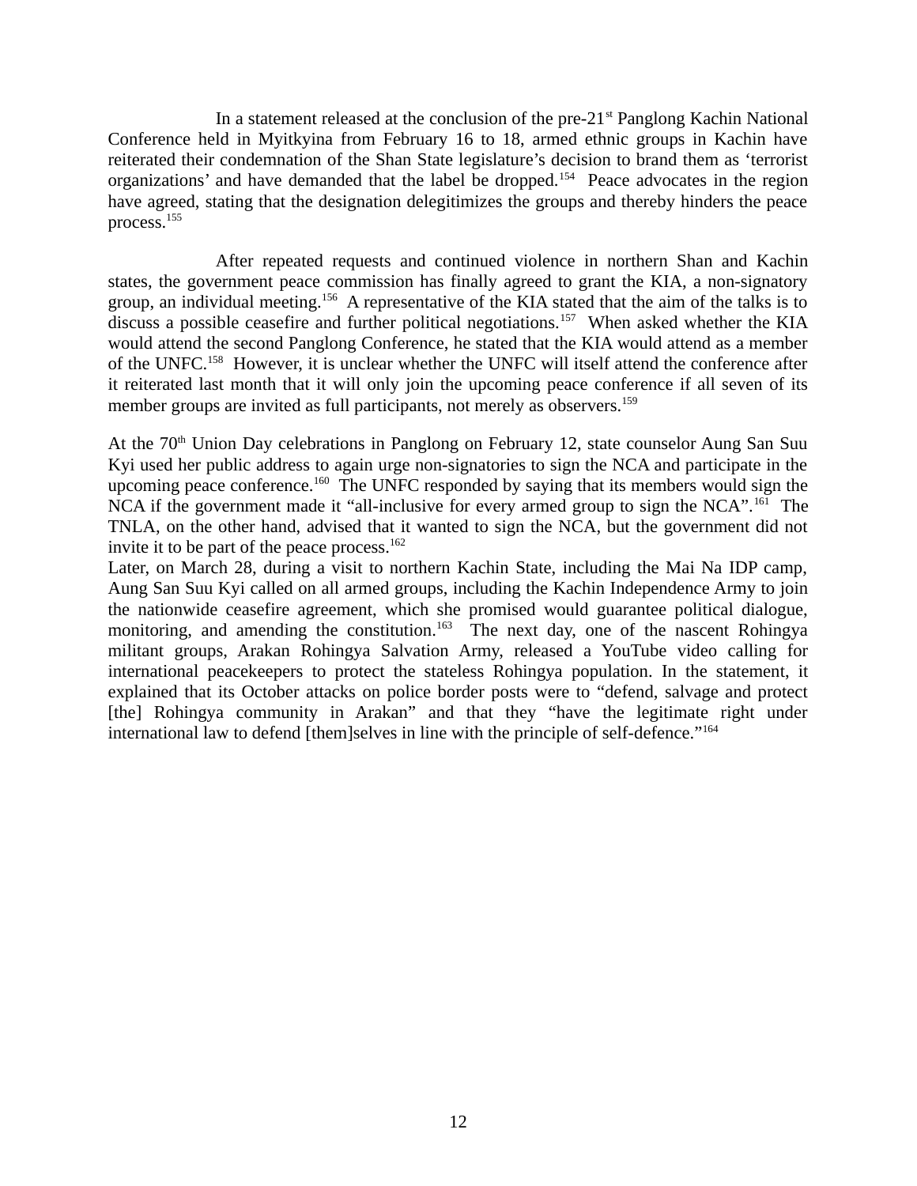In a statement released at the conclusion of the pre-21st Panglong Kachin National Conference held in Myitkyina from February 16 to 18, armed ethnic groups in Kachin have reiterated their condemnation of the Shan State legislature's decision to brand them as 'terrorist organizations' and have demanded that the label be dropped.[154] Peace advocates in the region have agreed, stating that the designation delegitimizes the groups and thereby hinders the peace process.[155]

After repeated requests and continued violence in northern Shan and Kachin states, the government peace commission has finally agreed to grant the KIA, a non-signatory group, an individual meeting.[156] A representative of the KIA stated that the aim of the talks is to discuss a possible ceasefire and further political negotiations.[157] When asked whether the KIA would attend the second Panglong Conference, he stated that the KIA would attend as a member of the UNFC.[158] However, it is unclear whether the UNFC will itself attend the conference after it reiterated last month that it will only join the upcoming peace conference if all seven of its member groups are invited as full participants, not merely as observers.[159]

At the 70th Union Day celebrations in Panglong on February 12, state counselor Aung San Suu Kyi used her public address to again urge non-signatories to sign the NCA and participate in the upcoming peace conference.[160] The UNFC responded by saying that its members would sign the NCA if the government made it "all-inclusive for every armed group to sign the NCA".[161] The TNLA, on the other hand, advised that it wanted to sign the NCA, but the government did not invite it to be part of the peace process.[162]

Later, on March 28, during a visit to northern Kachin State, including the Mai Na IDP camp, Aung San Suu Kyi called on all armed groups, including the Kachin Independence Army to join the nationwide ceasefire agreement, which she promised would guarantee political dialogue, monitoring, and amending the constitution.[163] The next day, one of the nascent Rohingya militant groups, Arakan Rohingya Salvation Army, released a YouTube video calling for international peacekeepers to protect the stateless Rohingya population. In the statement, it explained that its October attacks on police border posts were to "defend, salvage and protect [the] Rohingya community in Arakan" and that they "have the legitimate right under international law to defend [them]selves in line with the principle of self-defence."[164]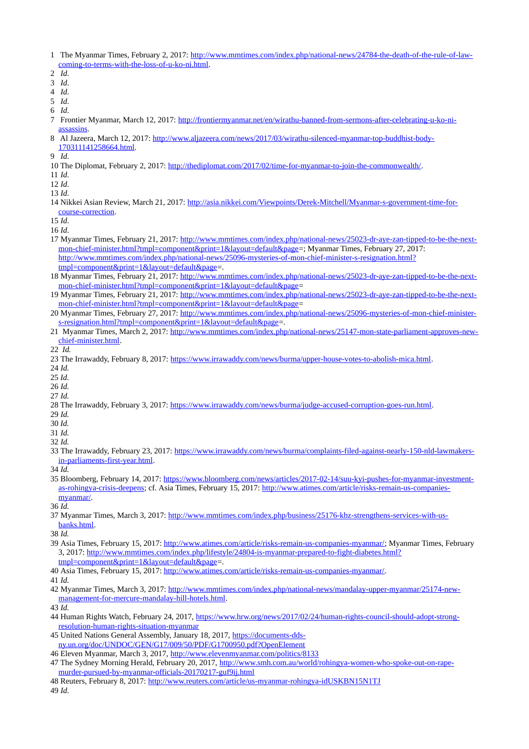1 The Myanmar Times, February 2, 2017: http://www.mmtimes.com/index.php/national-news/24784-the-death-of-the-rule-of-law-coming-to-terms-with-the-loss-of-u-ko-ni.html.

2 *Id*.

3 *Id*.

4 *Id*.

5 *Id*.

6 *Id*.

7 Frontier Myanmar, March 12, 2017: http://frontiermyanmar.net/en/wirathu-banned-from-sermons-after-celebrating-u-ko-ni-assassins.

8 Al Jazeera, March 12, 2017: http://www.aljazeera.com/news/2017/03/wirathu-silenced-myanmar-top-buddhist-body-170311141258664.html.

9 *Id*.

10 The Diplomat, February 2, 2017: http://thediplomat.com/2017/02/time-for-myanmar-to-join-the-commonwealth/.

11 *Id*.

12 *Id*.

13 *Id*.

14 Nikkei Asian Review, March 21, 2017: http://asia.nikkei.com/Viewpoints/Derek-Mitchell/Myanmar-s-government-time-for-course-correction.

15 *Id*.

16 *Id*.

17 Myanmar Times, February 21, 2017: http://www.mmtimes.com/index.php/national-news/25023-dr-aye-zan-tipped-to-be-the-next-mon-chief-minister.html?tmpl=component&print=1&layout=default&page=; Myanmar Times, February 27, 2017: http://www.mmtimes.com/index.php/national-news/25096-mysteries-of-mon-chief-minister-s-resignation.html?tmpl=component&print=1&layout=default&page=.

18 Myanmar Times, February 21, 2017: http://www.mmtimes.com/index.php/national-news/25023-dr-aye-zan-tipped-to-be-the-next-mon-chief-minister.html?tmpl=component&print=1&layout=default&page=

19 Myanmar Times, February 21, 2017: http://www.mmtimes.com/index.php/national-news/25023-dr-aye-zan-tipped-to-be-the-next-mon-chief-minister.html?tmpl=component&print=1&layout=default&page=

20 Myanmar Times, February 27, 2017: http://www.mmtimes.com/index.php/national-news/25096-mysteries-of-mon-chief-minister-s-resignation.html?tmpl=component&print=1&layout=default&page=.

21 Myanmar Times, March 2, 2017: http://www.mmtimes.com/index.php/national-news/25147-mon-state-parliament-approves-new-chief-minister.html.

22 *Id.*

23 The Irrawaddy, February 8, 2017: https://www.irrawaddy.com/news/burma/upper-house-votes-to-abolish-mica.html.

24 *Id.*

25 *Id.*

26 *Id.*

27 *Id.*

28 The Irrawaddy, February 3, 2017: https://www.irrawaddy.com/news/burma/judge-accused-corruption-goes-run.html.

29 *Id.*

30 *Id.*

31 *Id.*

32 *Id.*

33 The Irrawaddy, February 23, 2017: https://www.irrawaddy.com/news/burma/complaints-filed-against-nearly-150-nld-lawmakers-in-parliaments-first-year.html.

34 *Id.*

35 Bloomberg, February 14, 2017: https://www.bloomberg.com/news/articles/2017-02-14/suu-kyi-pushes-for-myanmar-investment-as-rohingya-crisis-deepens; cf. Asia Times, February 15, 2017: http://www.atimes.com/article/risks-remain-us-companies-myanmar/.

36 *Id.*

37 Myanmar Times, March 3, 2017: http://www.mmtimes.com/index.php/business/25176-kbz-strengthens-services-with-us-banks.html.

38 *Id.*

39 Asia Times, February 15, 2017: http://www.atimes.com/article/risks-remain-us-companies-myanmar/; Myanmar Times, February 3, 2017: http://www.mmtimes.com/index.php/lifestyle/24804-is-myanmar-prepared-to-fight-diabetes.html?tmpl=component&print=1&layout=default&page=.

40 Asia Times, February 15, 2017: http://www.atimes.com/article/risks-remain-us-companies-myanmar/.

41 *Id.*

42 Myanmar Times, March 3, 2017: http://www.mmtimes.com/index.php/national-news/mandalay-upper-myanmar/25174-new-management-for-mercure-mandalay-hill-hotels.html.

43 *Id.*

44 Human Rights Watch, February 24, 2017, https://www.hrw.org/news/2017/02/24/human-rights-council-should-adopt-strong-resolution-human-rights-situation-myanmar

45 United Nations General Assembly, January 18, 2017, https://documents-dds-ny.un.org/doc/UNDOC/GEN/G17/009/50/PDF/G1700950.pdf?OpenElement

46 Eleven Myanmar, March 3, 2017, http://www.elevenmyanmar.com/politics/8133

47 The Sydney Morning Herald, February 20, 2017, http://www.smh.com.au/world/rohingya-women-who-spoke-out-on-rape-murder-pursued-by-myanmar-officials-20170217-guf9ij.html

48 Reuters, February 8, 2017: http://www.reuters.com/article/us-myanmar-rohingya-idUSKBN15N1TJ

49 *Id*.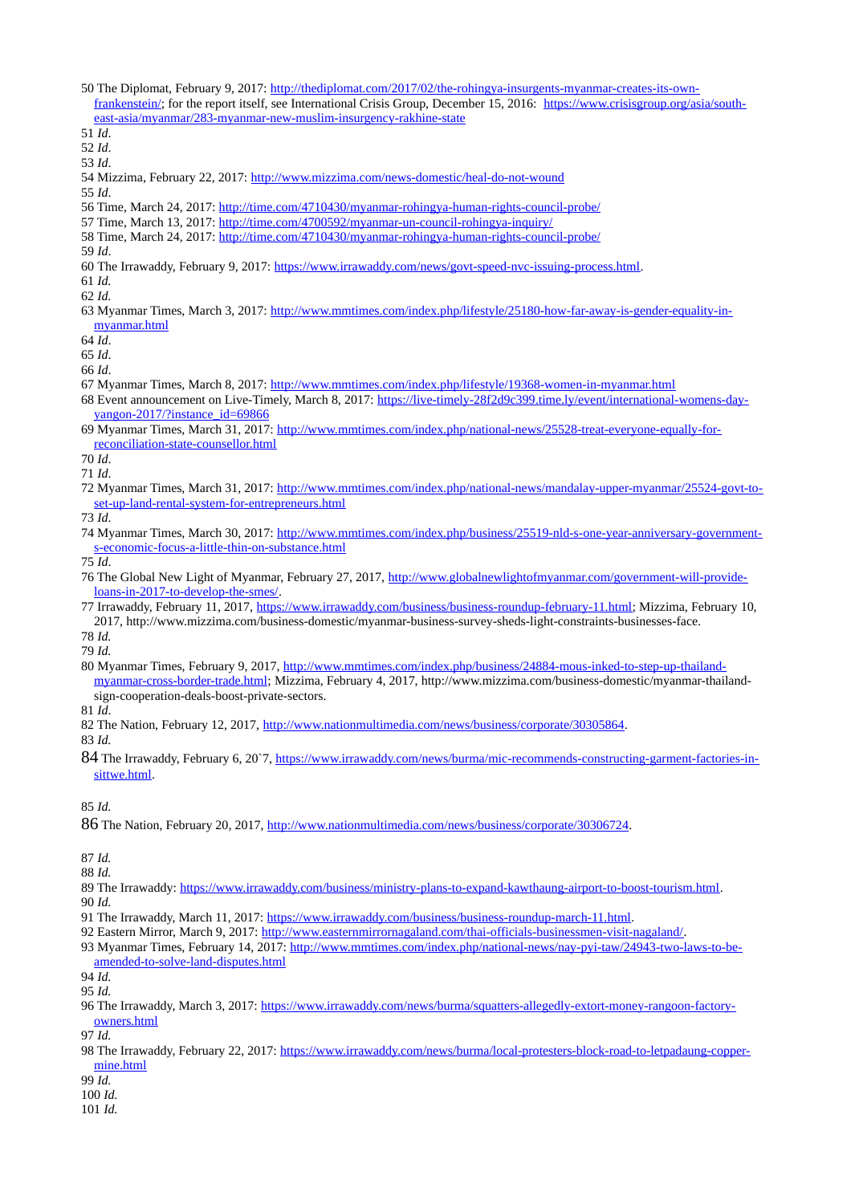50 The Diplomat, February 9, 2017: http://thediplomat.com/2017/02/the-rohingya-insurgents-myanmar-creates-its-own-frankenstein/; for the report itself, see International Crisis Group, December 15, 2016: https://www.crisisgroup.org/asia/south-east-asia/myanmar/283-myanmar-new-muslim-insurgency-rakhine-state

51 *Id*.

52 *Id*.

53 *Id*.

54 Mizzima, February 22, 2017: http://www.mizzima.com/news-domestic/heal-do-not-wound

55 *Id*.

56 Time, March 24, 2017: http://time.com/4710430/myanmar-rohingya-human-rights-council-probe/

57 Time, March 13, 2017: http://time.com/4700592/myanmar-un-council-rohingya-inquiry/

58 Time, March 24, 2017: http://time.com/4710430/myanmar-rohingya-human-rights-council-probe/

59 *Id*.

60 The Irrawaddy, February 9, 2017: https://www.irrawaddy.com/news/govt-speed-nvc-issuing-process.html.

61 *Id.*

62 *Id.*

63 Myanmar Times, March 3, 2017: http://www.mmtimes.com/index.php/lifestyle/25180-how-far-away-is-gender-equality-in-myanmar.html

64 *Id*.

65 *Id*.

66 *Id*.

67 Myanmar Times, March 8, 2017: http://www.mmtimes.com/index.php/lifestyle/19368-women-in-myanmar.html

68 Event announcement on Live-Timely, March 8, 2017: https://live-timely-28f2d9c399.time.ly/event/international-womens-day-yangon-2017/?instance_id=69866

69 Myanmar Times, March 31, 2017: http://www.mmtimes.com/index.php/national-news/25528-treat-everyone-equally-for-reconciliation-state-counsellor.html

70 *Id*.

71 *Id*.

72 Myanmar Times, March 31, 2017: http://www.mmtimes.com/index.php/national-news/mandalay-upper-myanmar/25524-govt-to-set-up-land-rental-system-for-entrepreneurs.html

73 *Id*.

74 Myanmar Times, March 30, 2017: http://www.mmtimes.com/index.php/business/25519-nld-s-one-year-anniversary-government-s-economic-focus-a-little-thin-on-substance.html

75 *Id*.

76 The Global New Light of Myanmar, February 27, 2017, http://www.globalnewlightofmyanmar.com/government-will-provide-loans-in-2017-to-develop-the-smes/.

77 Irrawaddy, February 11, 2017, https://www.irrawaddy.com/business/business-roundup-february-11.html; Mizzima, February 10, 2017, http://www.mizzima.com/business-domestic/myanmar-business-survey-sheds-light-constraints-businesses-face.

78 *Id.*

79 *Id.*

80 Myanmar Times, February 9, 2017, http://www.mmtimes.com/index.php/business/24884-mous-inked-to-step-up-thailand-myanmar-cross-border-trade.html; Mizzima, February 4, 2017, http://www.mizzima.com/business-domestic/myanmar-thailand-sign-cooperation-deals-boost-private-sectors.

81 *Id.*

82 The Nation, February 12, 2017, http://www.nationmultimedia.com/news/business/corporate/30305864.

83 *Id.*

84 The Irrawaddy, February 6, 20`7, https://www.irrawaddy.com/news/burma/mic-recommends-constructing-garment-factories-in-sittwe.html.

85 *Id.*

86 The Nation, February 20, 2017, http://www.nationmultimedia.com/news/business/corporate/30306724.

87 *Id.*

88 *Id.*

89 The Irrawaddy: https://www.irrawaddy.com/business/ministry-plans-to-expand-kawthaung-airport-to-boost-tourism.html.

90 *Id.*

91 The Irrawaddy, March 11, 2017: https://www.irrawaddy.com/business/business-roundup-march-11.html.

92 Eastern Mirror, March 9, 2017: http://www.easternmirrornagaland.com/thai-officials-businessmen-visit-nagaland/.

93 Myanmar Times, February 14, 2017: http://www.mmtimes.com/index.php/national-news/nay-pyi-taw/24943-two-laws-to-be-amended-to-solve-land-disputes.html

94 *Id.*

95 *Id.*

96 The Irrawaddy, March 3, 2017: https://www.irrawaddy.com/news/burma/squatters-allegedly-extort-money-rangoon-factory-owners.html

97 *Id.*

98 The Irrawaddy, February 22, 2017: https://www.irrawaddy.com/news/burma/local-protesters-block-road-to-letpadaung-copper-mine.html

99 *Id.*

100 *Id.*

101 *Id.*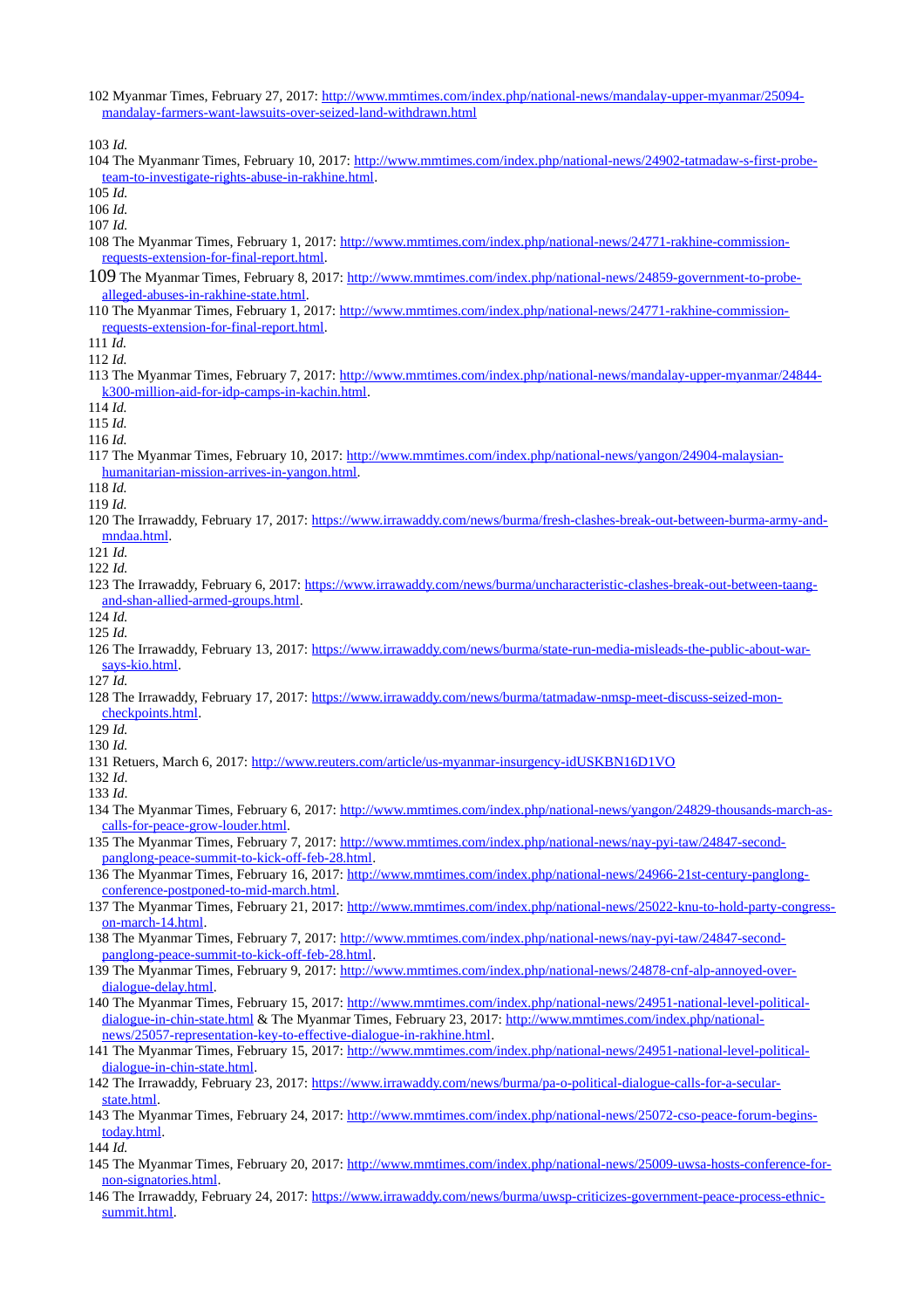102 Myanmar Times, February 27, 2017: http://www.mmtimes.com/index.php/national-news/mandalay-upper-myanmar/25094-mandalay-farmers-want-lawsuits-over-seized-land-withdrawn.html

103 *Id.*

104 The Myanmanr Times, February 10, 2017: http://www.mmtimes.com/index.php/national-news/24902-tatmadaw-s-first-probe-team-to-investigate-rights-abuse-in-rakhine.html.

105 *Id.*

106 *Id.*

107 *Id.*

108 The Myanmar Times, February 1, 2017: http://www.mmtimes.com/index.php/national-news/24771-rakhine-commission-requests-extension-for-final-report.html.

109 The Myanmar Times, February 8, 2017: http://www.mmtimes.com/index.php/national-news/24859-government-to-probe-alleged-abuses-in-rakhine-state.html.

110 The Myanmar Times, February 1, 2017: http://www.mmtimes.com/index.php/national-news/24771-rakhine-commission-requests-extension-for-final-report.html.

111 *Id.*

112 *Id.*

113 The Myanmar Times, February 7, 2017: http://www.mmtimes.com/index.php/national-news/mandalay-upper-myanmar/24844-k300-million-aid-for-idp-camps-in-kachin.html.

114 *Id.*

115 *Id.*

116 *Id.*

117 The Myanmar Times, February 10, 2017: http://www.mmtimes.com/index.php/national-news/yangon/24904-malaysian-humanitarian-mission-arrives-in-yangon.html.

118 *Id.*

119 *Id.*

120 The Irrawaddy, February 17, 2017: https://www.irrawaddy.com/news/burma/fresh-clashes-break-out-between-burma-army-and-mndaa.html.

121 *Id.*

122 *Id.*

123 The Irrawaddy, February 6, 2017: https://www.irrawaddy.com/news/burma/uncharacteristic-clashes-break-out-between-taang-and-shan-allied-armed-groups.html.

124 *Id.*

125 *Id.*

126 The Irrawaddy, February 13, 2017: https://www.irrawaddy.com/news/burma/state-run-media-misleads-the-public-about-war-says-kio.html.

127 *Id.*

128 The Irrawaddy, February 17, 2017: https://www.irrawaddy.com/news/burma/tatmadaw-nmsp-meet-discuss-seized-mon-checkpoints.html.

129 *Id.*

130 *Id.*

131 Retuers, March 6, 2017: http://www.reuters.com/article/us-myanmar-insurgency-idUSKBN16D1VO

132 *Id.*

133 *Id.*

134 The Myanmar Times, February 6, 2017: http://www.mmtimes.com/index.php/national-news/yangon/24829-thousands-march-as-calls-for-peace-grow-louder.html.

135 The Myanmar Times, February 7, 2017: http://www.mmtimes.com/index.php/national-news/nay-pyi-taw/24847-second-panglong-peace-summit-to-kick-off-feb-28.html.

136 The Myanmar Times, February 16, 2017: http://www.mmtimes.com/index.php/national-news/24966-21st-century-panglong-conference-postponed-to-mid-march.html.

137 The Myanmar Times, February 21, 2017: http://www.mmtimes.com/index.php/national-news/25022-knu-to-hold-party-congress-on-march-14.html.

138 The Myanmar Times, February 7, 2017: http://www.mmtimes.com/index.php/national-news/nay-pyi-taw/24847-second-panglong-peace-summit-to-kick-off-feb-28.html.

139 The Myanmar Times, February 9, 2017: http://www.mmtimes.com/index.php/national-news/24878-cnf-alp-annoyed-over-dialogue-delay.html.

140 The Myanmar Times, February 15, 2017: http://www.mmtimes.com/index.php/national-news/24951-national-level-political-dialogue-in-chin-state.html & The Myanmar Times, February 23, 2017: http://www.mmtimes.com/index.php/national-news/25057-representation-key-to-effective-dialogue-in-rakhine.html.

141 The Myanmar Times, February 15, 2017: http://www.mmtimes.com/index.php/national-news/24951-national-level-political-dialogue-in-chin-state.html.

142 The Irrawaddy, February 23, 2017: https://www.irrawaddy.com/news/burma/pa-o-political-dialogue-calls-for-a-secular-state.html.

143 The Myanmar Times, February 24, 2017: http://www.mmtimes.com/index.php/national-news/25072-cso-peace-forum-begins-today.html.

144 *Id.*

145 The Myanmar Times, February 20, 2017: http://www.mmtimes.com/index.php/national-news/25009-uwsa-hosts-conference-for-non-signatories.html.

146 The Irrawaddy, February 24, 2017: https://www.irrawaddy.com/news/burma/uwsp-criticizes-government-peace-process-ethnic-summit.html.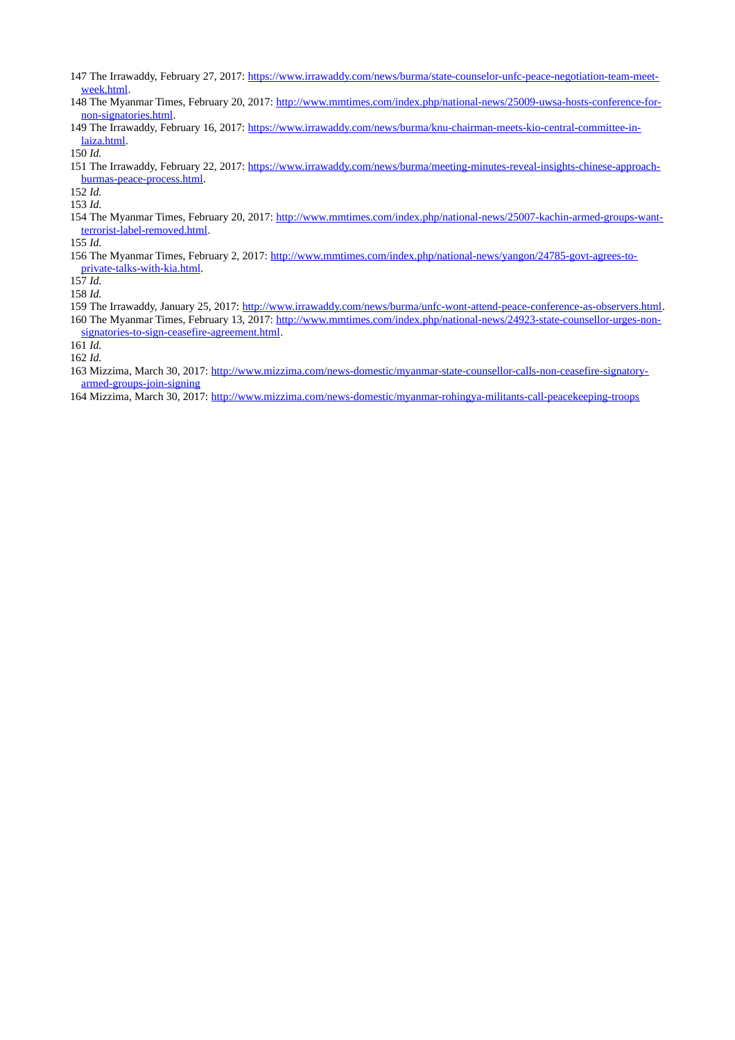147 The Irrawaddy, February 27, 2017: https://www.irrawaddy.com/news/burma/state-counselor-unfc-peace-negotiation-team-meet-week.html.

148 The Myanmar Times, February 20, 2017: http://www.mmtimes.com/index.php/national-news/25009-uwsa-hosts-conference-for-non-signatories.html.

149 The Irrawaddy, February 16, 2017: https://www.irrawaddy.com/news/burma/knu-chairman-meets-kio-central-committee-in-laiza.html.

150 *Id.*

151 The Irrawaddy, February 22, 2017: https://www.irrawaddy.com/news/burma/meeting-minutes-reveal-insights-chinese-approach-burmas-peace-process.html.

152 *Id.*

153 *Id.*

154 The Myanmar Times, February 20, 2017: http://www.mmtimes.com/index.php/national-news/25007-kachin-armed-groups-want-terrorist-label-removed.html.

155 *Id.*

156 The Myanmar Times, February 2, 2017: http://www.mmtimes.com/index.php/national-news/yangon/24785-govt-agrees-to-private-talks-with-kia.html.

157 *Id.*

158 *Id.*

159 The Irrawaddy, January 25, 2017: http://www.irrawaddy.com/news/burma/unfc-wont-attend-peace-conference-as-observers.html.

160 The Myanmar Times, February 13, 2017: http://www.mmtimes.com/index.php/national-news/24923-state-counsellor-urges-non-signatories-to-sign-ceasefire-agreement.html.

161 *Id.*

162 *Id.*

163 Mizzima, March 30, 2017: http://www.mizzima.com/news-domestic/myanmar-state-counsellor-calls-non-ceasefire-signatory-armed-groups-join-signing

164 Mizzima, March 30, 2017: http://www.mizzima.com/news-domestic/myanmar-rohingya-militants-call-peacekeeping-troops